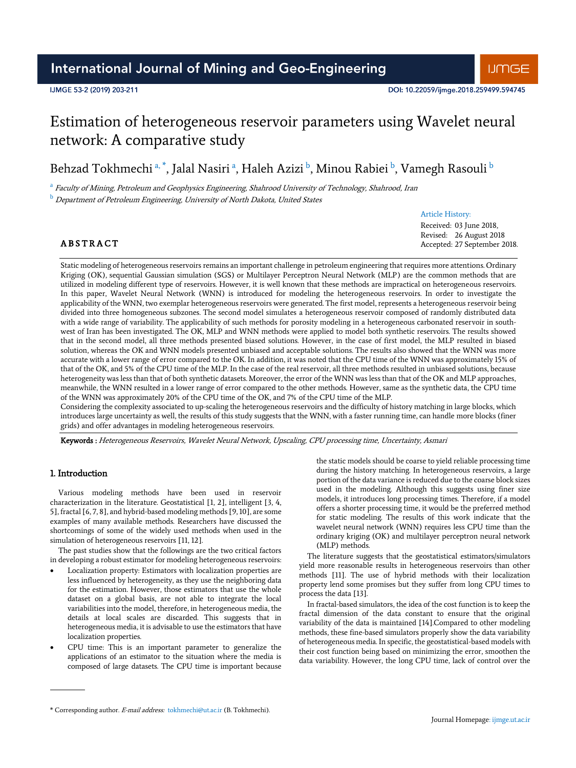# Estimation of heterogeneous reservoir parameters using Wavelet neural network: A comparative study

Behzad Tokhmechi [a, *], Jalal Nasiri [a], Haleh Azizi [b], Minou Rabiei [b], Vamegh Rasouli [b]

[a] *Faculty of Mining, Petroleum and Geophysics Engineering, Shahrood University of Technology, Shahrood, Iran*

[b] *Department of Petroleum Engineering, University of North Dakota, United States*

Article History:
Received: 03 June 2018,
Revised: 26 August 2018
Accepted: 27 September 2018.

## ABSTRACT

Static modeling of heterogeneous reservoirs remains an important challenge in petroleum engineering that requires more attentions. Ordinary Kriging (OK), sequential Gaussian simulation (SGS) or Multilayer Perceptron Neural Network (MLP) are the common methods that are utilized in modeling different type of reservoirs. However, it is well known that these methods are impractical on heterogeneous reservoirs. In this paper, Wavelet Neural Network (WNN) is introduced for modeling the heterogeneous reservoirs. In order to investigate the applicability of the WNN, two exemplar heterogeneous reservoirs were generated. The first model, represents a heterogeneous reservoir being divided into three homogeneous subzones. The second model simulates a heterogeneous reservoir composed of randomly distributed data with a wide range of variability. The applicability of such methods for porosity modeling in a heterogeneous carbonated reservoir in south-west of Iran has been investigated. The OK, MLP and WNN methods were applied to model both synthetic reservoirs. The results showed that in the second model, all three methods presented biased solutions. However, in the case of first model, the MLP resulted in biased solution, whereas the OK and WNN models presented unbiased and acceptable solutions. The results also showed that the WNN was more accurate with a lower range of error compared to the OK. In addition, it was noted that the CPU time of the WNN was approximately 15% of that of the OK, and 5% of the CPU time of the MLP. In the case of the real reservoir, all three methods resulted in unbiased solutions, because heterogeneity was less than that of both synthetic datasets. Moreover, the error of the WNN was less than that of the OK and MLP approaches, meanwhile, the WNN resulted in a lower range of error compared to the other methods. However, same as the synthetic data, the CPU time of the WNN was approximately 20% of the CPU time of the OK, and 7% of the CPU time of the MLP.

Considering the complexity associated to up-scaling the heterogeneous reservoirs and the difficulty of history matching in large blocks, which introduces large uncertainty as well, the results of this study suggests that the WNN, with a faster running time, can handle more blocks (finer grids) and offer advantages in modeling heterogeneous reservoirs.

**Keywords :** *Heterogeneous Reservoirs, Wavelet Neural Network, Upscaling, CPU processing time, Uncertainty, Asmari*

## 1. Introduction

Various modeling methods have been used in reservoir characterization in the literature. Geostatistical [1, 2], intelligent [3, 4, 5], fractal [6, 7, 8], and hybrid-based modeling methods [9, 10], are some examples of many available methods. Researchers have discussed the shortcomings of some of the widely used methods when used in the simulation of heterogeneous reservoirs [11, 12].

The past studies show that the followings are the two critical factors in developing a robust estimator for modeling heterogeneous reservoirs:

- Localization property: Estimators with localization properties are less influenced by heterogeneity, as they use the neighboring data for the estimation. However, those estimators that use the whole dataset on a global basis, are not able to integrate the local variabilities into the model, therefore, in heterogeneous media, the details at local scales are discarded. This suggests that in heterogeneous media, it is advisable to use the estimators that have localization properties.
- CPU time: This is an important parameter to generalize the applications of an estimator to the situation where the media is composed of large datasets. The CPU time is important because the static models should be coarse to yield reliable processing time during the history matching. In heterogeneous reservoirs, a large portion of the data variance is reduced due to the coarse block sizes used in the modeling. Although this suggests using finer size models, it introduces long processing times. Therefore, if a model offers a shorter processing time, it would be the preferred method for static modeling. The results of this work indicate that the wavelet neural network (WNN) requires less CPU time than the ordinary kriging (OK) and multilayer perceptron neural network (MLP) methods.

The literature suggests that the geostatistical estimators/simulators yield more reasonable results in heterogeneous reservoirs than other methods [11]. The use of hybrid methods with their localization property lend some promises but they suffer from long CPU times to process the data [13].

In fractal-based simulators, the idea of the cost function is to keep the fractal dimension of the data constant to ensure that the original variability of the data is maintained [14].Compared to other modeling methods, these fine-based simulators properly show the data variability of heterogeneous media. In specific, the geostatistical-based models with their cost function being based on minimizing the error, smoothen the data variability. However, the long CPU time, lack of control over the

* Corresponding author. *E-mail address:* tokhmechi@ut.ac.ir (B. Tokhmechi).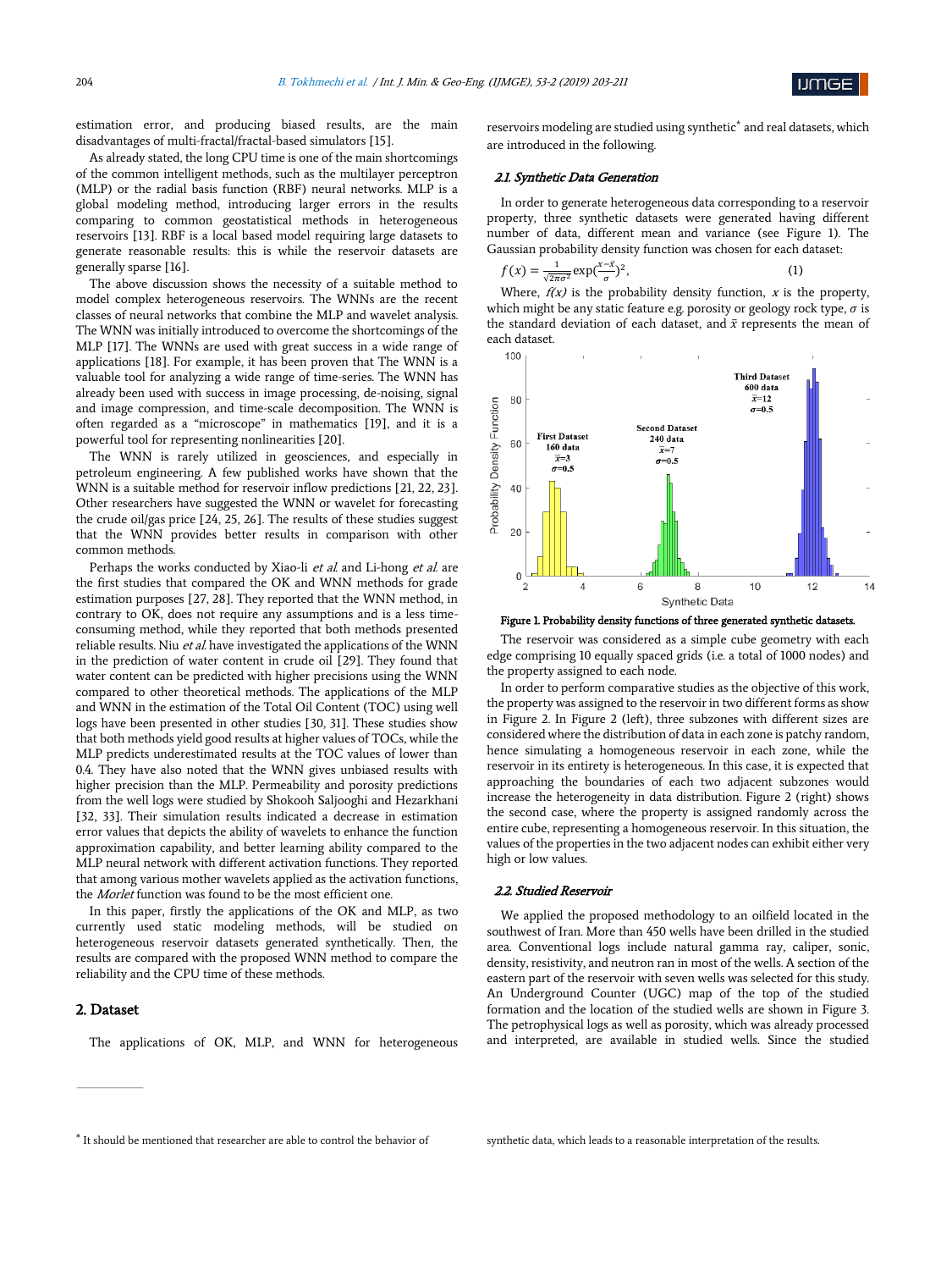estimation error, and producing biased results, are the main disadvantages of multi-fractal/fractal-based simulators [15].

As already stated, the long CPU time is one of the main shortcomings of the common intelligent methods, such as the multilayer perceptron (MLP) or the radial basis function (RBF) neural networks. MLP is a global modeling method, introducing larger errors in the results comparing to common geostatistical methods in heterogeneous reservoirs [13]. RBF is a local based model requiring large datasets to generate reasonable results: this is while the reservoir datasets are generally sparse [16].

The above discussion shows the necessity of a suitable method to model complex heterogeneous reservoirs. The WNNs are the recent classes of neural networks that combine the MLP and wavelet analysis. The WNN was initially introduced to overcome the shortcomings of the MLP [17]. The WNNs are used with great success in a wide range of applications [18]. For example, it has been proven that The WNN is a valuable tool for analyzing a wide range of time-series. The WNN has already been used with success in image processing, de-noising, signal and image compression, and time-scale decomposition. The WNN is often regarded as a "microscope" in mathematics [19], and it is a powerful tool for representing nonlinearities [20].

The WNN is rarely utilized in geosciences, and especially in petroleum engineering. A few published works have shown that the WNN is a suitable method for reservoir inflow predictions [21, 22, 23]. Other researchers have suggested the WNN or wavelet for forecasting the crude oil/gas price [24, 25, 26]. The results of these studies suggest that the WNN provides better results in comparison with other common methods.

Perhaps the works conducted by Xiao-li *et al.* and Li-hong *et al.* are the first studies that compared the OK and WNN methods for grade estimation purposes [27, 28]. They reported that the WNN method, in contrary to OK, does not require any assumptions and is a less time-consuming method, while they reported that both methods presented reliable results. Niu *et al.* have investigated the applications of the WNN in the prediction of water content in crude oil [29]. They found that water content can be predicted with higher precisions using the WNN compared to other theoretical methods. The applications of the MLP and WNN in the estimation of the Total Oil Content (TOC) using well logs have been presented in other studies [30, 31]. These studies show that both methods yield good results at higher values of TOCs, while the MLP predicts underestimated results at the TOC values of lower than 0.4. They have also noted that the WNN gives unbiased results with higher precision than the MLP. Permeability and porosity predictions from the well logs were studied by Shokooh Saljooghi and Hezarkhani [32, 33]. Their simulation results indicated a decrease in estimation error values that depicts the ability of wavelets to enhance the function approximation capability, and better learning ability compared to the MLP neural network with different activation functions. They reported that among various mother wavelets applied as the activation functions, the *Morlet* function was found to be the most efficient one.

In this paper, firstly the applications of the OK and MLP, as two currently used static modeling methods, will be studied on heterogeneous reservoir datasets generated synthetically. Then, the results are compared with the proposed WNN method to compare the reliability and the CPU time of these methods.

## 2. Dataset

The applications of OK, MLP, and WNN for heterogeneous reservoirs modeling are studied using synthetic* and real datasets, which are introduced in the following.

### 2.1. Synthetic Data Generation

In order to generate heterogeneous data corresponding to a reservoir property, three synthetic datasets were generated having different number of data, different mean and variance (see Figure 1). The Gaussian probability density function was chosen for each dataset:

$$f(x) = \frac{1}{\sqrt{2\pi\sigma^2}}\exp\left(\frac{x-\bar{x}}{\sigma}\right)^2, \tag{1}$$

Where, $f(x)$ is the probability density function, $x$ is the property, which might be any static feature e.g. porosity or geology rock type, $\sigma$ is the standard deviation of each dataset, and $\bar{x}$ represents the mean of each dataset.

Figure 1. Probability density functions of three generated synthetic datasets.

The reservoir was considered as a simple cube geometry with each edge comprising 10 equally spaced grids (i.e. a total of 1000 nodes) and the property assigned to each node.

In order to perform comparative studies as the objective of this work, the property was assigned to the reservoir in two different forms as show in Figure 2. In Figure 2 (left), three subzones with different sizes are considered where the distribution of data in each zone is patchy random, hence simulating a homogeneous reservoir in each zone, while the reservoir in its entirety is heterogeneous. In this case, it is expected that approaching the boundaries of each two adjacent subzones would increase the heterogeneity in data distribution. Figure 2 (right) shows the second case, where the property is assigned randomly across the entire cube, representing a homogeneous reservoir. In this situation, the values of the properties in the two adjacent nodes can exhibit either very high or low values.

### 2.2. Studied Reservoir

We applied the proposed methodology to an oilfield located in the southwest of Iran. More than 450 wells have been drilled in the studied area. Conventional logs include natural gamma ray, caliper, sonic, density, resistivity, and neutron ran in most of the wells. A section of the eastern part of the reservoir with seven wells was selected for this study. An Underground Counter (UGC) map of the top of the studied formation and the location of the studied wells are shown in Figure 3. The petrophysical logs as well as porosity, which was already processed and interpreted, are available in studied wells. Since the studied

* It should be mentioned that researcher are able to control the behavior of synthetic data, which leads to a reasonable interpretation of the results.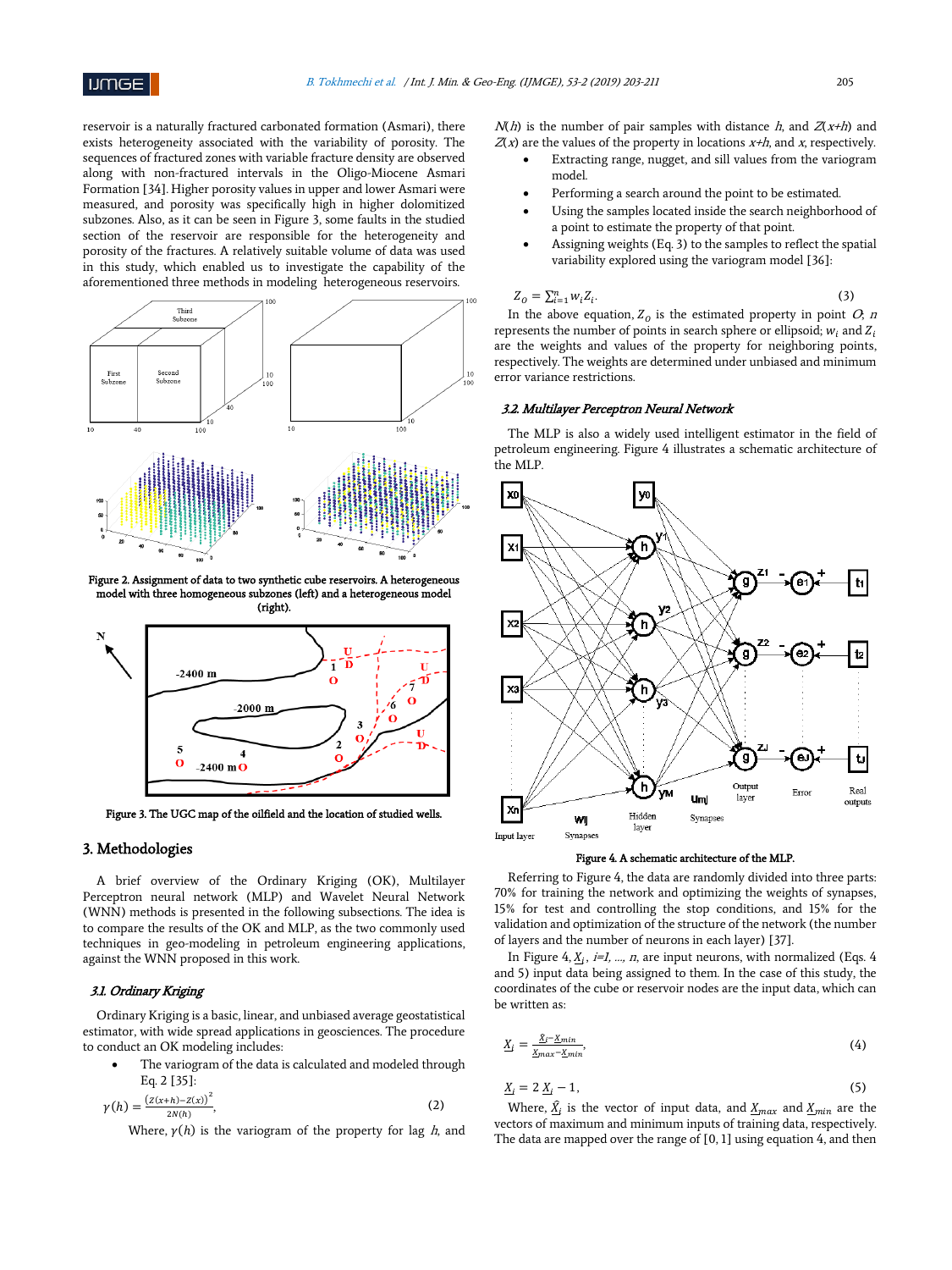reservoir is a naturally fractured carbonated formation (Asmari), there exists heterogeneity associated with the variability of porosity. The sequences of fractured zones with variable fracture density are observed along with non-fractured intervals in the Oligo-Miocene Asmari Formation [34]. Higher porosity values in upper and lower Asmari were measured, and porosity was specifically high in higher dolomitized subzones. Also, as it can be seen in Figure 3, some faults in the studied section of the reservoir are responsible for the heterogeneity and porosity of the fractures. A relatively suitable volume of data was used in this study, which enabled us to investigate the capability of the aforementioned three methods in modeling heterogeneous reservoirs.

Figure 2. Assignment of data to two synthetic cube reservoirs. A heterogeneous model with three homogeneous subzones (left) and a heterogeneous model (right).

Figure 3. The UGC map of the oilfield and the location of studied wells.

## 3. Methodologies

A brief overview of the Ordinary Kriging (OK), Multilayer Perceptron neural network (MLP) and Wavelet Neural Network (WNN) methods is presented in the following subsections. The idea is to compare the results of the OK and MLP, as the two commonly used techniques in geo-modeling in petroleum engineering applications, against the WNN proposed in this work.

### 3.1. Ordinary Kriging

Ordinary Kriging is a basic, linear, and unbiased average geostatistical estimator, with wide spread applications in geosciences. The procedure to conduct an OK modeling includes:

- The variogram of the data is calculated and modeled through Eq. 2 [35]:

$$\gamma(h) = \frac{\left(Z(x+h) - Z(x)\right)^2}{2N(h)}, \tag{2}$$

Where, $\gamma(h)$ is the variogram of the property for lag $h$, and $N(h)$ is the number of pair samples with distance $h$, and $Z(x+h)$ and $Z(x)$ are the values of the property in locations $x+h$, and $x$, respectively.

- Extracting range, nugget, and sill values from the variogram model.
- Performing a search around the point to be estimated.
- Using the samples located inside the search neighborhood of a point to estimate the property of that point.
- Assigning weights (Eq. 3) to the samples to reflect the spatial variability explored using the variogram model [36]:

$$Z_O = \sum_{i=1}^{n} w_i Z_i. \tag{3}$$

In the above equation, $Z_O$ is the estimated property in point $O$, $n$ represents the number of points in search sphere or ellipsoid; $w_i$ and $Z_i$ are the weights and values of the property for neighboring points, respectively. The weights are determined under unbiased and minimum error variance restrictions.

### 3.2. Multilayer Perceptron Neural Network

The MLP is also a widely used intelligent estimator in the field of petroleum engineering. Figure 4 illustrates a schematic architecture of the MLP.

Figure 4. A schematic architecture of the MLP.

Referring to Figure 4, the data are randomly divided into three parts: 70% for training the network and optimizing the weights of synapses, 15% for test and controlling the stop conditions, and 15% for the validation and optimization of the structure of the network (the number of layers and the number of neurons in each layer) [37].

In Figure 4, $\underline{X}_i$, $i=1, \ldots, n$, are input neurons, with normalized (Eqs. 4 and 5) input data being assigned to them. In the case of this study, the coordinates of the cube or reservoir nodes are the input data, which can be written as:

$$\underline{X}_i = \frac{\hat{X}_i - \underline{X}_{min}}{\underline{X}_{max} - \underline{X}_{min}}, \tag{4}$$

$$\underline{X}_i = 2\,\underline{X}_i - 1, \tag{5}$$

Where, $\hat{X}_i$ is the vector of input data, and $\underline{X}_{max}$ and $\underline{X}_{min}$ are the vectors of maximum and minimum inputs of training data, respectively. The data are mapped over the range of [0, 1] using equation 4, and then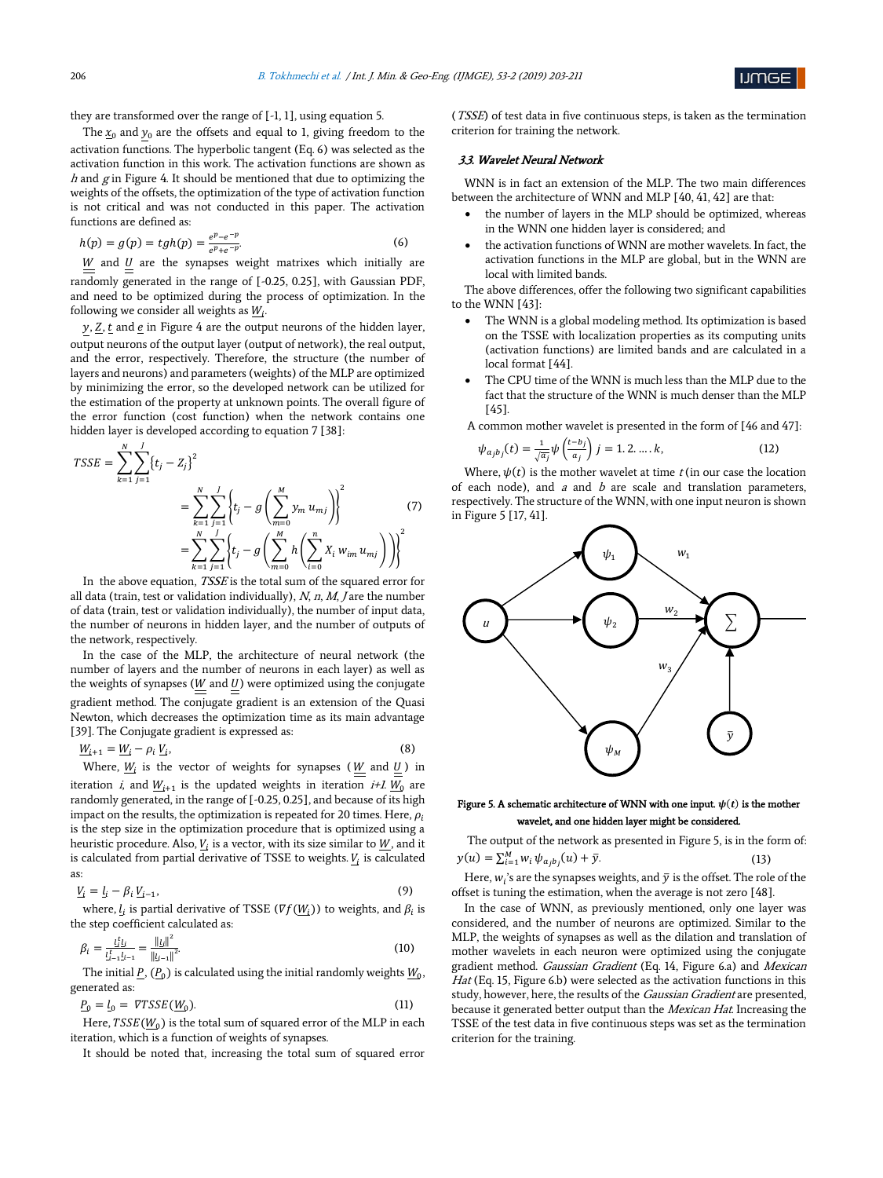they are transformed over the range of [-1, 1], using equation 5.

The $\underline{x}_0$ and $\underline{y}_0$ are the offsets and equal to 1, giving freedom to the activation functions. The hyperbolic tangent (Eq. 6) was selected as the activation function in this work. The activation functions are shown as $h$ and $g$ in Figure 4. It should be mentioned that due to optimizing the weights of the offsets, the optimization of the type of activation function is not critical and was not conducted in this paper. The activation functions are defined as:

$$h(p) = g(p) = tgh(p) = \frac{e^{p} - e^{-p}}{e^{p} + e^{-p}}. \tag{6}$$

$\underline{\underline{W}}$ and $\underline{\underline{U}}$ are the synapses weight matrixes which initially are randomly generated in the range of [-0.25, 0.25], with Gaussian PDF, and need to be optimized during the process of optimization. In the following we consider all weights as $\underline{W_i}$.

$\underline{y}$, $\underline{Z}$, $\underline{t}$ and $\underline{e}$ in Figure 4 are the output neurons of the hidden layer, output neurons of the output layer (output of network), the real output, and the error, respectively. Therefore, the structure (the number of layers and neurons) and parameters (weights) of the MLP are optimized by minimizing the error, so the developed network can be utilized for the estimation of the property at unknown points. The overall figure of the error function (cost function) when the network contains one hidden layer is developed according to equation 7 [38]:

$$
\begin{aligned}
TSSE &= \sum_{k=1}^{N}\sum_{j=1}^{J}\{t_j - Z_j\}^2 \\
&= \sum_{k=1}^{N}\sum_{j=1}^{J}\left\{t_j - g\left(\sum_{m=0}^{M} y_m\, u_{mj}\right)\right\}^2 \\
&= \sum_{k=1}^{N}\sum_{j=1}^{J}\left\{t_j - g\left(\sum_{m=0}^{M} h\left(\sum_{i=0}^{n} X_i\, w_{im}\, u_{mj}\right)\right)\right\}^2
\end{aligned}
\tag{7}
$$

In the above equation, *TSSE* is the total sum of the squared error for all data (train, test or validation individually), $N$, $n$, $M$, $J$ are the number of data (train, test or validation individually), the number of input data, the number of neurons in hidden layer, and the number of outputs of the network, respectively.

In the case of the MLP, the architecture of neural network (the number of layers and the number of neurons in each layer) as well as the weights of synapses ($\underline{\underline{W}}$ and $\underline{\underline{U}}$) were optimized using the conjugate gradient method. The conjugate gradient is an extension of the Quasi Newton, which decreases the optimization time as its main advantage [39]. The Conjugate gradient is expressed as:

$$\underline{W}_{i+1} = \underline{W}_i - \rho_i\, \underline{V}_i, \tag{8}$$

Where, $\underline{W_i}$ is the vector of weights for synapses ($\underline{\underline{W}}$ and $\underline{\underline{U}}$) in iteration $i$, and $\underline{W}_{i+1}$ is the updated weights in iteration $i+1$. $\underline{W_0}$ are randomly generated, in the range of [-0.25, 0.25], and because of its high impact on the results, the optimization is repeated for 20 times. Here, $\rho_i$ is the step size in the optimization procedure that is optimized using a heuristic procedure. Also, $\underline{V_i}$ is a vector, with its size similar to $\underline{W}$, and it is calculated from partial derivative of TSSE to weights. $\underline{V_i}$ is calculated as:

$$\underline{V}_i = \underline{l}_i - \beta_i\, \underline{V}_{i-1}, \tag{9}$$

where, $\underline{l_i}$ is partial derivative of TSSE ($\nabla f(\underline{W_i})$) to weights, and $\beta_i$ is the step coefficient calculated as:

$$\beta_i = \frac{\underline{l}_i^t \underline{l}_i}{\underline{l}_{i-1}^t \underline{l}_{i-1}} = \frac{\|\underline{l}_i\|^2}{\|\underline{l}_{i-1}\|^2}. \tag{10}$$

The initial $\underline{P}$, ($\underline{P_0}$) is calculated using the initial randomly weights $\underline{W_0}$, generated as:

$$\underline{P}_0 = \underline{l}_0 = \nabla TSSE(\underline{W}_0). \tag{11}$$

Here, $TSSE(\underline{W_0})$ is the total sum of squared error of the MLP in each iteration, which is a function of weights of synapses.

It should be noted that, increasing the total sum of squared error (*TSSE*) of test data in five continuous steps, is taken as the termination criterion for training the network.

### 3.3. Wavelet Neural Network

WNN is in fact an extension of the MLP. The two main differences between the architecture of WNN and MLP [40, 41, 42] are that:

- the number of layers in the MLP should be optimized, whereas in the WNN one hidden layer is considered; and
- the activation functions of WNN are mother wavelets. In fact, the activation functions in the MLP are global, but in the WNN are local with limited bands.

The above differences, offer the following two significant capabilities to the WNN [43]:

- The WNN is a global modeling method. Its optimization is based on the TSSE with localization properties as its computing units (activation functions) are limited bands and are calculated in a local format [44].
- The CPU time of the WNN is much less than the MLP due to the fact that the structure of the WNN is much denser than the MLP [45].

A common mother wavelet is presented in the form of [46 and 47]:

$$\psi_{a_j b_j}(t) = \frac{1}{\sqrt{a_j}}\psi\left(\frac{t - b_j}{a_j}\right)\; j = 1.2.\dots.k, \tag{12}$$

Where, $\psi(t)$ is the mother wavelet at time $t$ (in our case the location of each node), and $a$ and $b$ are scale and translation parameters, respectively. The structure of the WNN, with one input neuron is shown in Figure 5 [17, 41].

Figure 5. A schematic architecture of WNN with one input. $\psi(t)$ is the mother wavelet, and one hidden layer might be considered.

The output of the network as presented in Figure 5, is in the form of:

$$y(u) = \sum_{i=1}^{M} w_i\, \psi_{a_j b_j}(u) + \bar{y}. \tag{13}$$

Here, $w_i$'s are the synapses weights, and $\bar{y}$ is the offset. The role of the offset is tuning the estimation, when the average is not zero [48].

In the case of WNN, as previously mentioned, only one layer was considered, and the number of neurons are optimized. Similar to the MLP, the weights of synapses as well as the dilation and translation of mother wavelets in each neuron were optimized using the conjugate gradient method. *Gaussian Gradient* (Eq. 14, Figure 6.a) and *Mexican Hat* (Eq. 15, Figure 6.b) were selected as the activation functions in this study, however, here, the results of the *Gaussian Gradient* are presented, because it generated better output than the *Mexican Hat*. Increasing the TSSE of the test data in five continuous steps was set as the termination criterion for the training.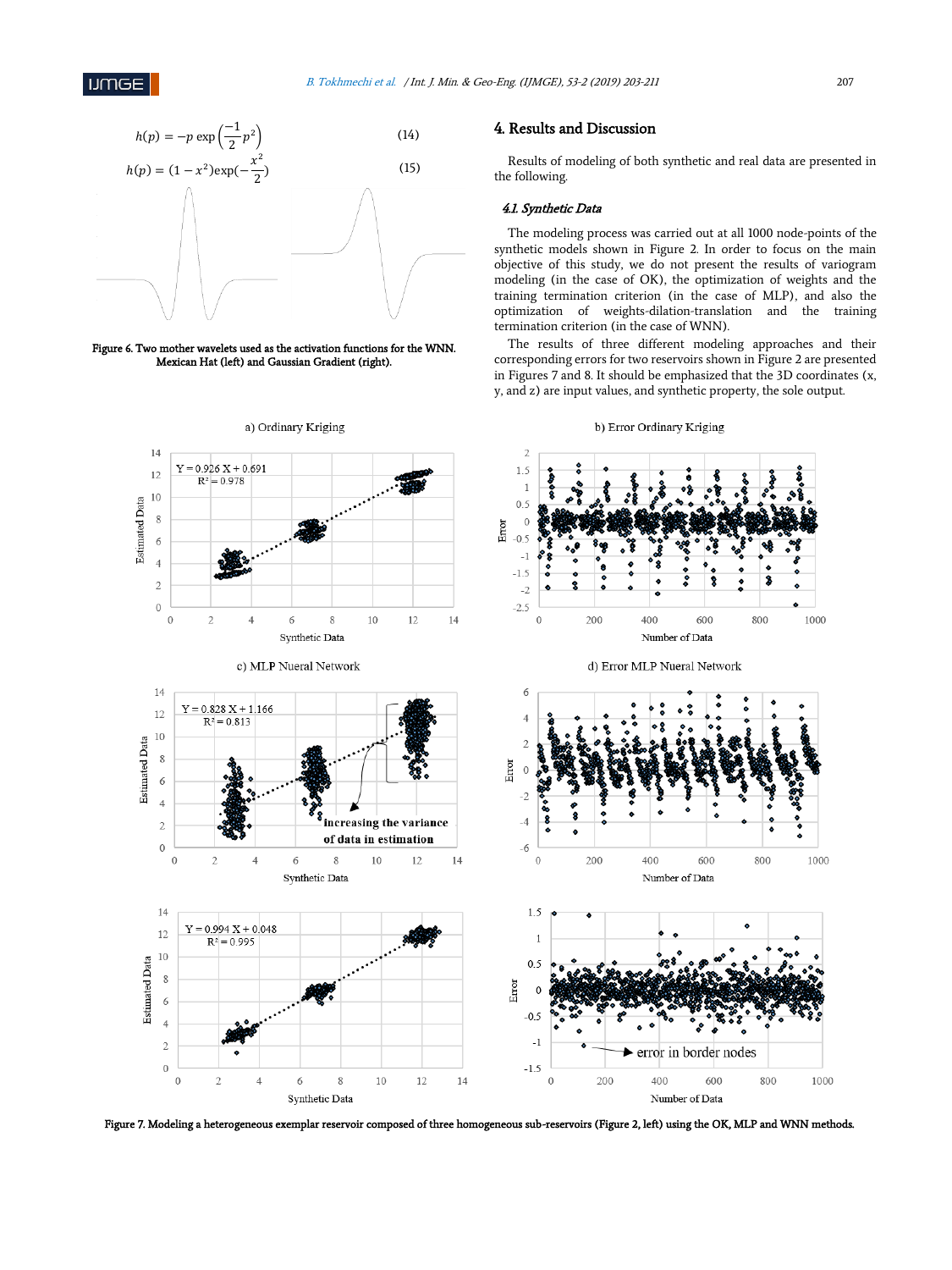$$h(p) = -p \exp\left(\frac{-1}{2}p^2\right) \tag{14}$$

$$h(p) = (1 - x^2)\exp(-\frac{x^2}{2}) \tag{15}$$

Figure 6. Two mother wavelets used as the activation functions for the WNN. Mexican Hat (left) and Gaussian Gradient (right).

## 4. Results and Discussion

Results of modeling of both synthetic and real data are presented in the following.

### 4.1. Synthetic Data

The modeling process was carried out at all 1000 node-points of the synthetic models shown in Figure 2. In order to focus on the main objective of this study, we do not present the results of variogram modeling (in the case of OK), the optimization of weights and the training termination criterion (in the case of MLP), and also the optimization of weights-dilation-translation and the training termination criterion (in the case of WNN).

The results of three different modeling approaches and their corresponding errors for two reservoirs shown in Figure 2 are presented in Figures 7 and 8. It should be emphasized that the 3D coordinates (x, y, and z) are input values, and synthetic property, the sole output.

Figure 7. Modeling a heterogeneous exemplar reservoir composed of three homogeneous sub-reservoirs (Figure 2, left) using the OK, MLP and WNN methods.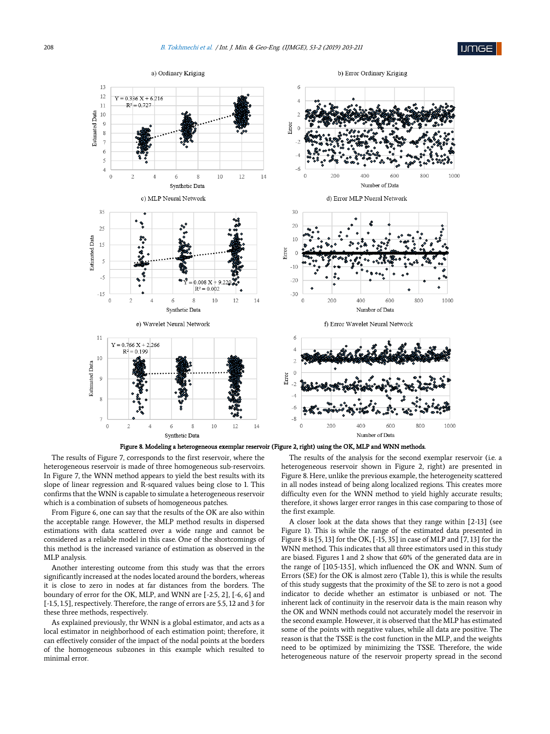Figure 8. Modeling a heterogeneous exemplar reservoir (Figure 2, right) using the OK, MLP and WNN methods.

The results of Figure 7, corresponds to the first reservoir, where the heterogeneous reservoir is made of three homogeneous sub-reservoirs. In Figure 7, the WNN method appears to yield the best results with its slope of linear regression and R-squared values being close to 1. This confirms that the WNN is capable to simulate a heterogeneous reservoir which is a combination of subsets of homogeneous patches.

From Figure 6, one can say that the results of the OK are also within the acceptable range. However, the MLP method results in dispersed estimations with data scattered over a wide range and cannot be considered as a reliable model in this case. One of the shortcomings of this method is the increased variance of estimation as observed in the MLP analysis.

Another interesting outcome from this study was that the errors significantly increased at the nodes located around the borders, whereas it is close to zero in nodes at far distances from the borders. The boundary of error for the OK, MLP, and WNN are [-2.5, 2], [-6, 6] and [-1.5, 1.5], respectively. Therefore, the range of errors are 5.5, 12 and 3 for these three methods, respectively.

As explained previously, thr WNN is a global estimator, and acts as a local estimator in neighborhood of each estimation point; therefore, it can effectively consider of the impact of the nodal points at the borders of the homogeneous subzones in this example which resulted to minimal error.

The results of the analysis for the second exemplar reservoir (i.e. a heterogeneous reservoir shown in Figure 2, right) are presented in Figure 8. Here, unlike the previous example, the heterogeneity scattered in all nodes instead of being along localized regions. This creates more difficulty even for the WNN method to yield highly accurate results; therefore, it shows larger error ranges in this case comparing to those of the first example.

A closer look at the data shows that they range within [2-13] (see Figure 1). This is while the range of the estimated data presented in Figure 8 is [5, 13] for the OK, [-15, 35] in case of MLP and [7, 13] for the WNN method. This indicates that all three estimators used in this study are biased. Figures 1 and 2 show that 60% of the generated data are in the range of [10.5-13.5], which influenced the OK and WNN. Sum of Errors (SE) for the OK is almost zero (Table 1), this is while the results of this study suggests that the proximity of the SE to zero is not a good indicator to decide whether an estimator is unbiased or not. The inherent lack of continuity in the reservoir data is the main reason why the OK and WNN methods could not accurately model the reservoir in the second example. However, it is observed that the MLP has estimated some of the points with negative values, while all data are positive. The reason is that the TSSE is the cost function in the MLP, and the weights need to be optimized by minimizing the TSSE. Therefore, the wide heterogeneous nature of the reservoir property spread in the second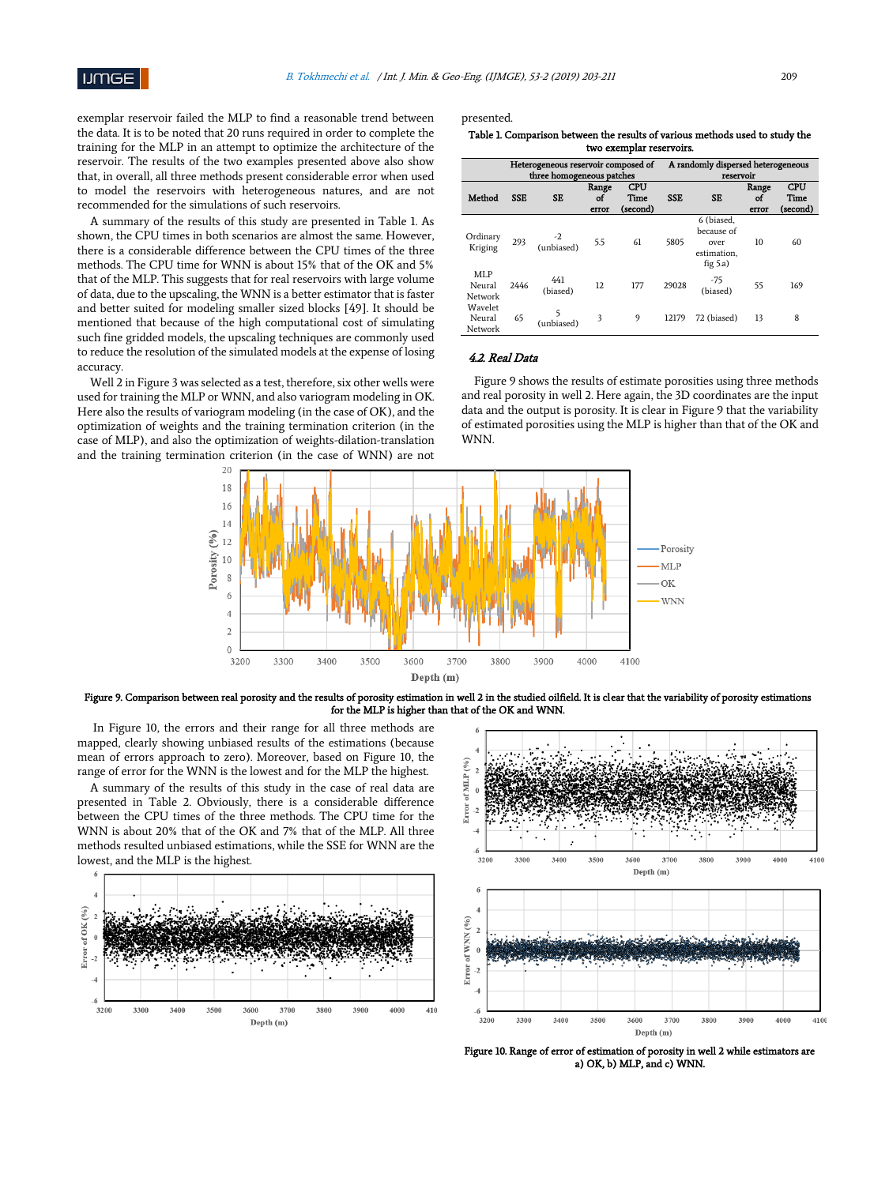exemplar reservoir failed the MLP to find a reasonable trend between the data. It is to be noted that 20 runs required in order to complete the training for the MLP in an attempt to optimize the architecture of the reservoir. The results of the two examples presented above also show that, in overall, all three methods present considerable error when used to model the reservoirs with heterogeneous natures, and are not recommended for the simulations of such reservoirs.

A summary of the results of this study are presented in Table 1. As shown, the CPU times in both scenarios are almost the same. However, there is a considerable difference between the CPU times of the three methods. The CPU time for WNN is about 15% that of the OK and 5% that of the MLP. This suggests that for real reservoirs with large volume of data, due to the upscaling, the WNN is a better estimator that is faster and better suited for modeling smaller sized blocks [49]. It should be mentioned that because of the high computational cost of simulating such fine gridded models, the upscaling techniques are commonly used to reduce the resolution of the simulated models at the expense of losing accuracy.

Well 2 in Figure 3 was selected as a test, therefore, six other wells were used for training the MLP or WNN, and also variogram modeling in OK. Here also the results of variogram modeling (in the case of OK), and the optimization of weights and the training termination criterion (in the case of MLP), and also the optimization of weights-dilation-translation and the training termination criterion (in the case of WNN) are not presented.

**Table 1. Comparison between the results of various methods used to study the two exemplar reservoirs.**

| | Heterogeneous reservoir composed of three homogeneous patches | | | | A randomly dispersed heterogeneous reservoir | | | |
|---|---|---|---|---|---|---|---|---|
| Method | SSE | SE | Range of error | CPU Time (second) | SSE | SE | Range of error | CPU Time (second) |
| Ordinary Kriging | 293 | -2 (unbiased) | 5.5 | 61 | 5805 | 6 (biased, because of over estimation, fig 5.a) | 10 | 60 |
| MLP Neural Network | 2446 | 441 (biased) | 12 | 177 | 29028 | -75 (biased) | 55 | 169 |
| Wavelet Neural Network | 65 | 5 (unbiased) | 3 | 9 | 12179 | 72 (biased) | 13 | 8 |

### 4.2. Real Data

Figure 9 shows the results of estimate porosities using three methods and real porosity in well 2. Here again, the 3D coordinates are the input data and the output is porosity. It is clear in Figure 9 that the variability of estimated porosities using the MLP is higher than that of the OK and WNN.

**Figure 9. Comparison between real porosity and the results of porosity estimation in well 2 in the studied oilfield. It is clear that the variability of porosity estimations for the MLP is higher than that of the OK and WNN.**

In Figure 10, the errors and their range for all three methods are mapped, clearly showing unbiased results of the estimations (because mean of errors approach to zero). Moreover, based on Figure 10, the range of error for the WNN is the lowest and for the MLP the highest.

A summary of the results of this study in the case of real data are presented in Table 2. Obviously, there is a considerable difference between the CPU times of the three methods. The CPU time for the WNN is about 20% that of the OK and 7% that of the MLP. All three methods resulted unbiased estimations, while the SSE for WNN are the lowest, and the MLP is the highest.

**Figure 10. Range of error of estimation of porosity in well 2 while estimators are a) OK, b) MLP, and c) WNN.**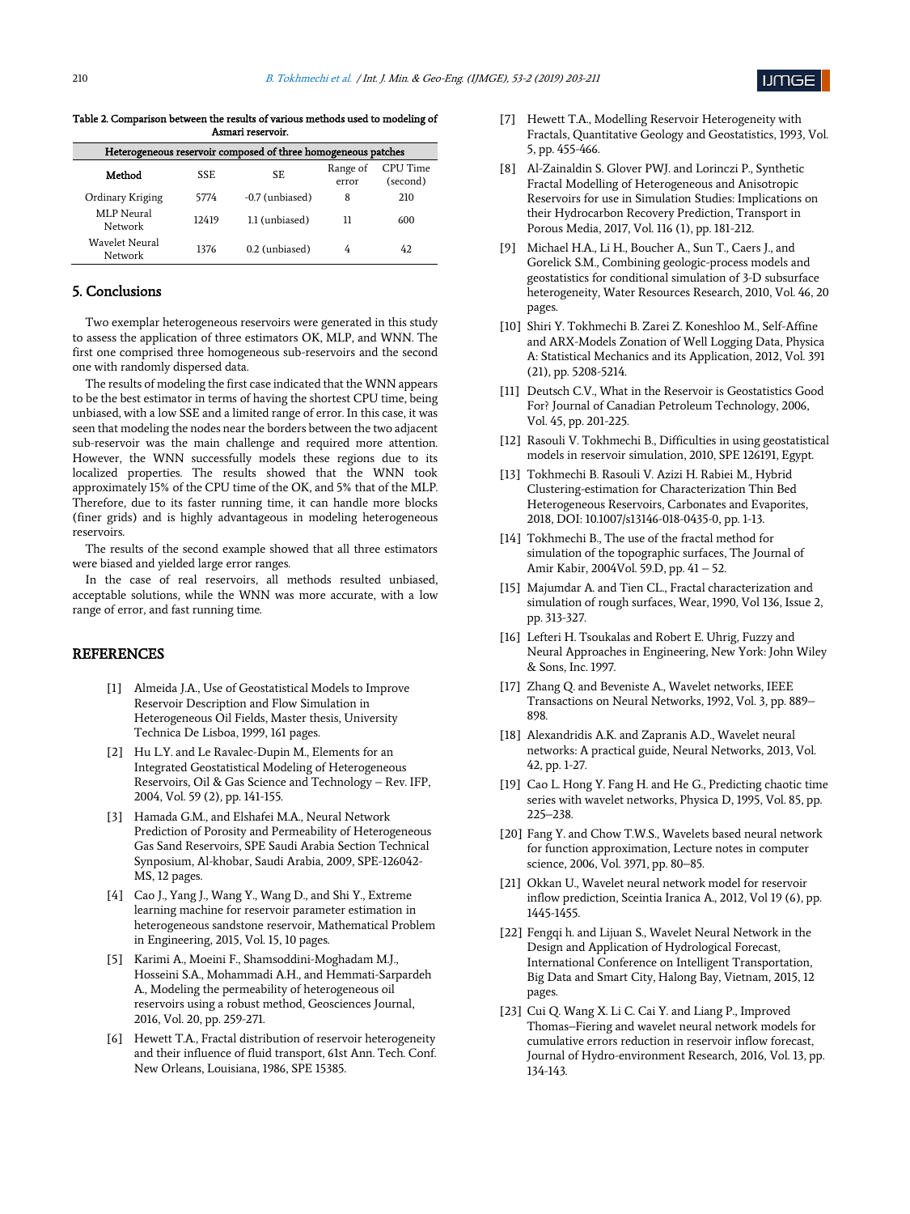Table 2. Comparison between the results of various methods used to modeling of Asmari reservoir.

| Heterogeneous reservoir composed of three homogeneous patches | | | | |
|---|---|---|---|---|
| Method | SSE | SE | Range of error | CPU Time (second) |
| Ordinary Kriging | 5774 | -0.7 (unbiased) | 8 | 210 |
| MLP Neural Network | 12419 | 1.1 (unbiased) | 11 | 600 |
| Wavelet Neural Network | 1376 | 0.2 (unbiased) | 4 | 42 |

## 5. Conclusions

Two exemplar heterogeneous reservoirs were generated in this study to assess the application of three estimators OK, MLP, and WNN. The first one comprised three homogeneous sub-reservoirs and the second one with randomly dispersed data.

The results of modeling the first case indicated that the WNN appears to be the best estimator in terms of having the shortest CPU time, being unbiased, with a low SSE and a limited range of error. In this case, it was seen that modeling the nodes near the borders between the two adjacent sub-reservoir was the main challenge and required more attention. However, the WNN successfully models these regions due to its localized properties. The results showed that the WNN took approximately 15% of the CPU time of the OK, and 5% that of the MLP. Therefore, due to its faster running time, it can handle more blocks (finer grids) and is highly advantageous in modeling heterogeneous reservoirs.

The results of the second example showed that all three estimators were biased and yielded large error ranges.

In the case of real reservoirs, all methods resulted unbiased, acceptable solutions, while the WNN was more accurate, with a low range of error, and fast running time.

## REFERENCES

[1] Almeida J.A., Use of Geostatistical Models to Improve Reservoir Description and Flow Simulation in Heterogeneous Oil Fields, Master thesis, University Technica De Lisboa, 1999, 161 pages.

[2] Hu L.Y. and Le Ravalec-Dupin M., Elements for an Integrated Geostatistical Modeling of Heterogeneous Reservoirs, Oil & Gas Science and Technology – Rev. IFP, 2004, Vol. 59 (2), pp. 141-155.

[3] Hamada G.M., and Elshafei M.A., Neural Network Prediction of Porosity and Permeability of Heterogeneous Gas Sand Reservoirs, SPE Saudi Arabia Section Technical Synposium, Al-khobar, Saudi Arabia, 2009, SPE-126042-MS, 12 pages.

[4] Cao J., Yang J., Wang Y., Wang D., and Shi Y., Extreme learning machine for reservoir parameter estimation in heterogeneous sandstone reservoir, Mathematical Problem in Engineering, 2015, Vol. 15, 10 pages.

[5] Karimi A., Moeini F., Shamsoddini-Moghadam M.J., Hosseini S.A., Mohammadi A.H., and Hemmati-Sarpardeh A., Modeling the permeability of heterogeneous oil reservoirs using a robust method, Geosciences Journal, 2016, Vol. 20, pp. 259-271.

[6] Hewett T.A., Fractal distribution of reservoir heterogeneity and their influence of fluid transport, 61st Ann. Tech. Conf. New Orleans, Louisiana, 1986, SPE 15385.

[7] Hewett T.A., Modelling Reservoir Heterogeneity with Fractals, Quantitative Geology and Geostatistics, 1993, Vol. 5, pp. 455-466.

[8] Al-Zainaldin S. Glover PWJ. and Lorinczi P., Synthetic Fractal Modelling of Heterogeneous and Anisotropic Reservoirs for use in Simulation Studies: Implications on their Hydrocarbon Recovery Prediction, Transport in Porous Media, 2017, Vol. 116 (1), pp. 181-212.

[9] Michael H.A., Li H., Boucher A., Sun T., Caers J., and Gorelick S.M., Combining geologic-process models and geostatistics for conditional simulation of 3-D subsurface heterogeneity, Water Resources Research, 2010, Vol. 46, 20 pages.

[10] Shiri Y. Tokhmechi B. Zarei Z. Koneshloo M., Self-Affine and ARX-Models Zonation of Well Logging Data, Physica A: Statistical Mechanics and its Application, 2012, Vol. 391 (21), pp. 5208-5214.

[11] Deutsch C.V., What in the Reservoir is Geostatistics Good For? Journal of Canadian Petroleum Technology, 2006, Vol. 45, pp. 201-225.

[12] Rasouli V. Tokhmechi B., Difficulties in using geostatistical models in reservoir simulation, 2010, SPE 126191, Egypt.

[13] Tokhmechi B. Rasouli V. Azizi H. Rabiei M., Hybrid Clustering-estimation for Characterization Thin Bed Heterogeneous Reservoirs, Carbonates and Evaporites, 2018, DOI: 10.1007/s13146-018-0435-0, pp. 1-13.

[14] Tokhmechi B., The use of the fractal method for simulation of the topographic surfaces, The Journal of Amir Kabir, 2004Vol. 59.D, pp. 41 – 52.

[15] Majumdar A. and Tien CL., Fractal characterization and simulation of rough surfaces, Wear, 1990, Vol 136, Issue 2, pp. 313-327.

[16] Lefteri H. Tsoukalas and Robert E. Uhrig, Fuzzy and Neural Approaches in Engineering, New York: John Wiley & Sons, Inc. 1997.

[17] Zhang Q. and Beveniste A., Wavelet networks, IEEE Transactions on Neural Networks, 1992, Vol. 3, pp. 889–898.

[18] Alexandridis A.K. and Zapranis A.D., Wavelet neural networks: A practical guide, Neural Networks, 2013, Vol. 42, pp. 1-27.

[19] Cao L. Hong Y. Fang H. and He G., Predicting chaotic time series with wavelet networks, Physica D, 1995, Vol. 85, pp. 225–238.

[20] Fang Y. and Chow T.W.S., Wavelets based neural network for function approximation, Lecture notes in computer science, 2006, Vol. 3971, pp. 80–85.

[21] Okkan U., Wavelet neural network model for reservoir inflow prediction, Sceintia Iranica A., 2012, Vol 19 (6), pp. 1445-1455.

[22] Fengqi h. and Lijuan S., Wavelet Neural Network in the Design and Application of Hydrological Forecast, International Conference on Intelligent Transportation, Big Data and Smart City, Halong Bay, Vietnam, 2015, 12 pages.

[23] Cui Q. Wang X. Li C. Cai Y. and Liang P., Improved Thomas–Fiering and wavelet neural network models for cumulative errors reduction in reservoir inflow forecast, Journal of Hydro-environment Research, 2016, Vol. 13, pp. 134-143.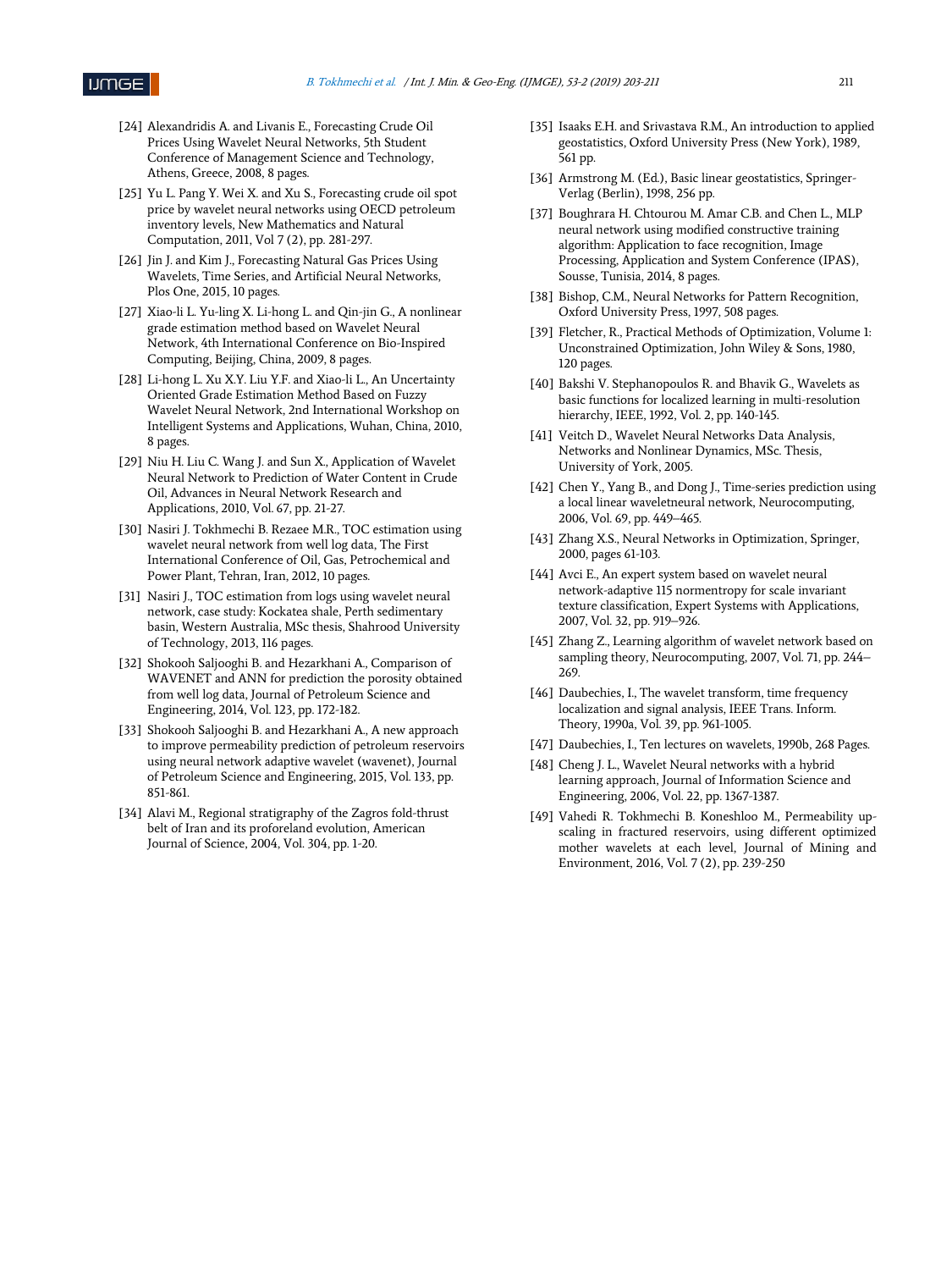[24] Alexandridis A. and Livanis E., Forecasting Crude Oil Prices Using Wavelet Neural Networks, 5th Student Conference of Management Science and Technology, Athens, Greece, 2008, 8 pages.

[25] Yu L. Pang Y. Wei X. and Xu S., Forecasting crude oil spot price by wavelet neural networks using OECD petroleum inventory levels, New Mathematics and Natural Computation, 2011, Vol 7 (2), pp. 281-297.

[26] Jin J. and Kim J., Forecasting Natural Gas Prices Using Wavelets, Time Series, and Artificial Neural Networks, Plos One, 2015, 10 pages.

[27] Xiao-li L. Yu-ling X. Li-hong L. and Qin-jin G., A nonlinear grade estimation method based on Wavelet Neural Network, 4th International Conference on Bio-Inspired Computing, Beijing, China, 2009, 8 pages.

[28] Li-hong L. Xu X.Y. Liu Y.F. and Xiao-li L., An Uncertainty Oriented Grade Estimation Method Based on Fuzzy Wavelet Neural Network, 2nd International Workshop on Intelligent Systems and Applications, Wuhan, China, 2010, 8 pages.

[29] Niu H. Liu C. Wang J. and Sun X., Application of Wavelet Neural Network to Prediction of Water Content in Crude Oil, Advances in Neural Network Research and Applications, 2010, Vol. 67, pp. 21-27.

[30] Nasiri J. Tokhmechi B. Rezaee M.R., TOC estimation using wavelet neural network from well log data, The First International Conference of Oil, Gas, Petrochemical and Power Plant, Tehran, Iran, 2012, 10 pages.

[31] Nasiri J., TOC estimation from logs using wavelet neural network, case study: Kockatea shale, Perth sedimentary basin, Western Australia, MSc thesis, Shahrood University of Technology, 2013, 116 pages.

[32] Shokooh Saljooghi B. and Hezarkhani A., Comparison of WAVENET and ANN for prediction the porosity obtained from well log data, Journal of Petroleum Science and Engineering, 2014, Vol. 123, pp. 172-182.

[33] Shokooh Saljooghi B. and Hezarkhani A., A new approach to improve permeability prediction of petroleum reservoirs using neural network adaptive wavelet (wavenet), Journal of Petroleum Science and Engineering, 2015, Vol. 133, pp. 851-861.

[34] Alavi M., Regional stratigraphy of the Zagros fold-thrust belt of Iran and its proforeland evolution, American Journal of Science, 2004, Vol. 304, pp. 1-20.

[35] Isaaks E.H. and Srivastava R.M., An introduction to applied geostatistics, Oxford University Press (New York), 1989, 561 pp.

[36] Armstrong M. (Ed.), Basic linear geostatistics, Springer-Verlag (Berlin), 1998, 256 pp.

[37] Boughrara H. Chtourou M. Amar C.B. and Chen L., MLP neural network using modified constructive training algorithm: Application to face recognition, Image Processing, Application and System Conference (IPAS), Sousse, Tunisia, 2014, 8 pages.

[38] Bishop, C.M., Neural Networks for Pattern Recognition, Oxford University Press, 1997, 508 pages.

[39] Fletcher, R., Practical Methods of Optimization, Volume 1: Unconstrained Optimization, John Wiley & Sons, 1980, 120 pages.

[40] Bakshi V. Stephanopoulos R. and Bhavik G., Wavelets as basic functions for localized learning in multi-resolution hierarchy, IEEE, 1992, Vol. 2, pp. 140-145.

[41] Veitch D., Wavelet Neural Networks Data Analysis, Networks and Nonlinear Dynamics, MSc. Thesis, University of York, 2005.

[42] Chen Y., Yang B., and Dong J., Time-series prediction using a local linear waveletneural network, Neurocomputing, 2006, Vol. 69, pp. 449–465.

[43] Zhang X.S., Neural Networks in Optimization, Springer, 2000, pages 61-103.

[44] Avci E., An expert system based on wavelet neural network-adaptive 115 normentropy for scale invariant texture classification, Expert Systems with Applications, 2007, Vol. 32, pp. 919–926.

[45] Zhang Z., Learning algorithm of wavelet network based on sampling theory, Neurocomputing, 2007, Vol. 71, pp. 244–269.

[46] Daubechies, I., The wavelet transform, time frequency localization and signal analysis, IEEE Trans. Inform. Theory, 1990a, Vol. 39, pp. 961-1005.

[47] Daubechies, I., Ten lectures on wavelets, 1990b, 268 Pages.

[48] Cheng J. L., Wavelet Neural networks with a hybrid learning approach, Journal of Information Science and Engineering, 2006, Vol. 22, pp. 1367-1387.

[49] Vahedi R. Tokhmechi B. Koneshloo M., Permeability up-scaling in fractured reservoirs, using different optimized mother wavelets at each level, Journal of Mining and Environment, 2016, Vol. 7 (2), pp. 239-250